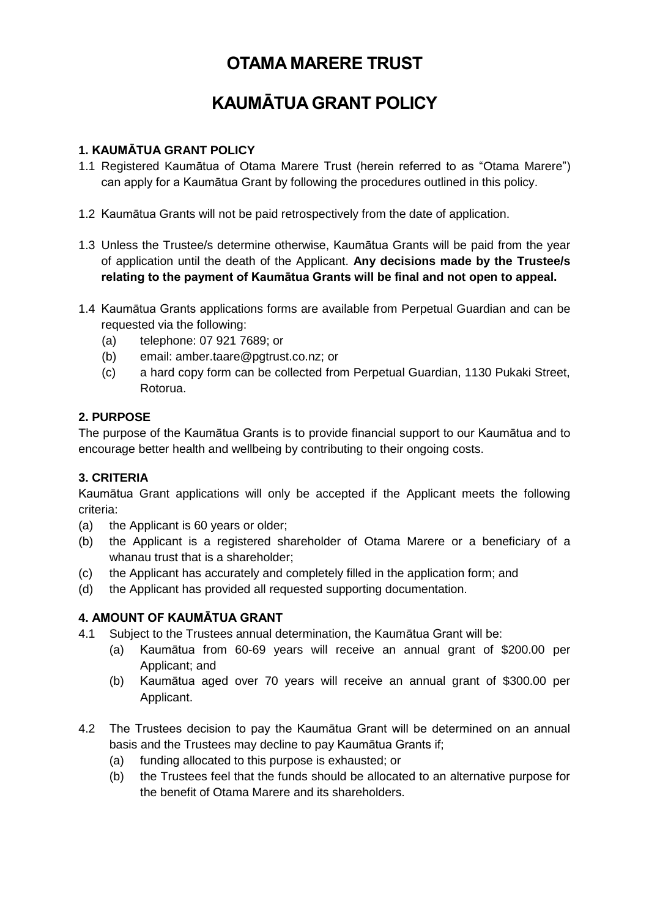# OTAMA MARERE TRUST

# KAUMĀTUA GRANT POLICY

### 1. KAUMĀTUA GRANT POLICY

1.1 Registered Kaumātua of Otama Marere Trust (herein referred to as "Otama Marere") can apply for a Kaumātua Grant by following the procedures outlined in this policy.

1.2 Kaumātua Grants will not be paid retrospectively from the date of application.

1.3 Unless the Trustee/s determine otherwise, Kaumātua Grants will be paid from the year of application until the death of the Applicant. **Any decisions made by the Trustee/s relating to the payment of Kaumātua Grants will be final and not open to appeal.**

1.4 Kaumātua Grants applications forms are available from Perpetual Guardian and can be requested via the following:

- (a) telephone: 07 921 7689; or
- (b) email: amber.taare@pgtrust.co.nz; or
- (c) a hard copy form can be collected from Perpetual Guardian, 1130 Pukaki Street, Rotorua.

### 2. PURPOSE

The purpose of the Kaumātua Grants is to provide financial support to our Kaumātua and to encourage better health and wellbeing by contributing to their ongoing costs.

### 3. CRITERIA

Kaumātua Grant applications will only be accepted if the Applicant meets the following criteria:

- (a) the Applicant is 60 years or older;
- (b) the Applicant is a registered shareholder of Otama Marere or a beneficiary of a whanau trust that is a shareholder;
- (c) the Applicant has accurately and completely filled in the application form; and
- (d) the Applicant has provided all requested supporting documentation.

### 4. AMOUNT OF KAUMĀTUA GRANT

4.1 Subject to the Trustees annual determination, the Kaumātua Grant will be:

- (a) Kaumātua from 60-69 years will receive an annual grant of $200.00 per Applicant; and
- (b) Kaumātua aged over 70 years will receive an annual grant of $300.00 per Applicant.

4.2 The Trustees decision to pay the Kaumātua Grant will be determined on an annual basis and the Trustees may decline to pay Kaumātua Grants if;

- (a) funding allocated to this purpose is exhausted; or
- (b) the Trustees feel that the funds should be allocated to an alternative purpose for the benefit of Otama Marere and its shareholders.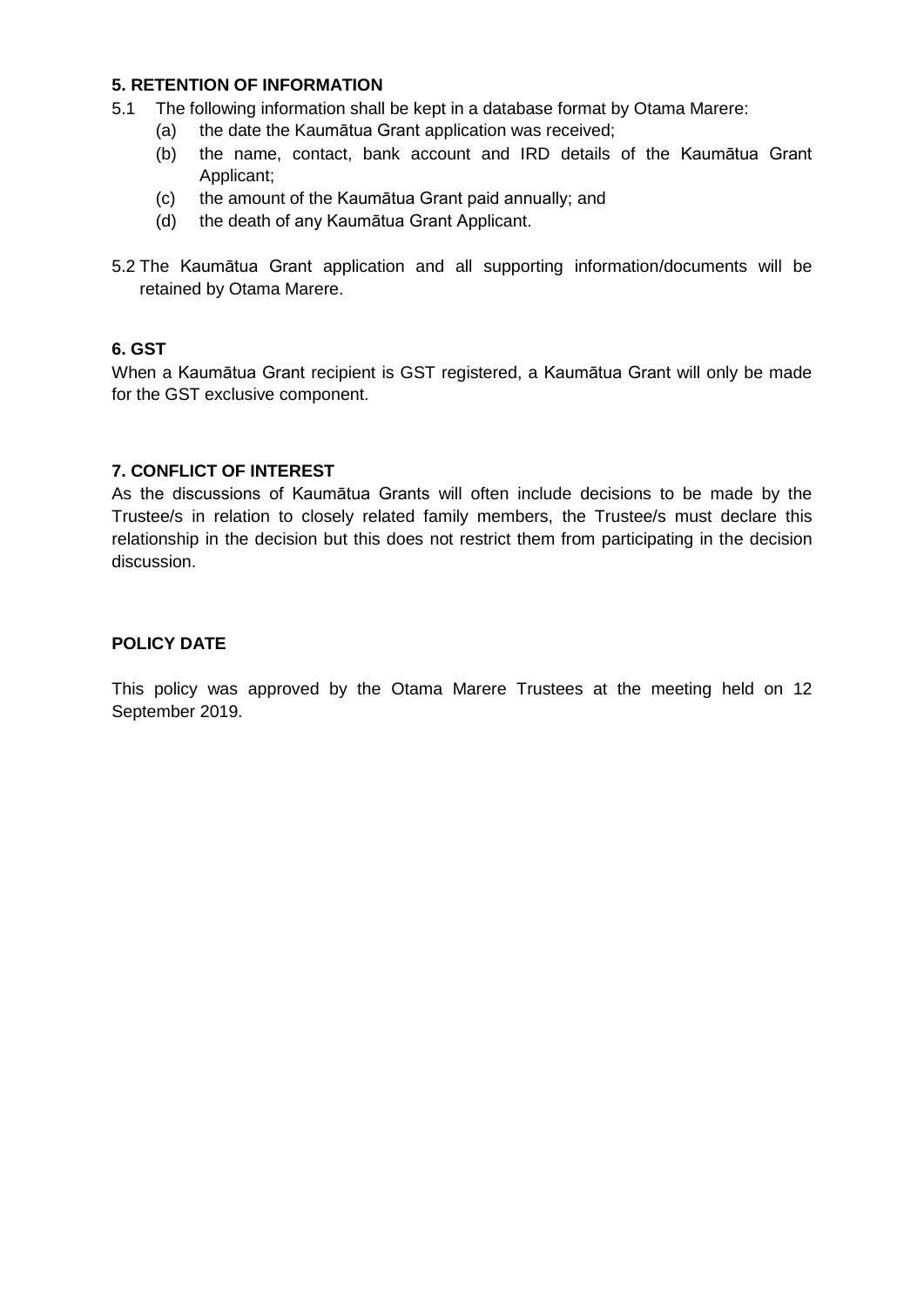## 5. RETENTION OF INFORMATION

5.1 The following information shall be kept in a database format by Otama Marere:

  (a) the date the Kaumātua Grant application was received;

  (b) the name, contact, bank account and IRD details of the Kaumātua Grant Applicant;

  (c) the amount of the Kaumātua Grant paid annually; and

  (d) the death of any Kaumātua Grant Applicant.

5.2 The Kaumātua Grant application and all supporting information/documents will be retained by Otama Marere.

## 6. GST

When a Kaumātua Grant recipient is GST registered, a Kaumātua Grant will only be made for the GST exclusive component.

## 7. CONFLICT OF INTEREST

As the discussions of Kaumātua Grants will often include decisions to be made by the Trustee/s in relation to closely related family members, the Trustee/s must declare this relationship in the decision but this does not restrict them from participating in the decision discussion.

## POLICY DATE

This policy was approved by the Otama Marere Trustees at the meeting held on 12 September 2019.